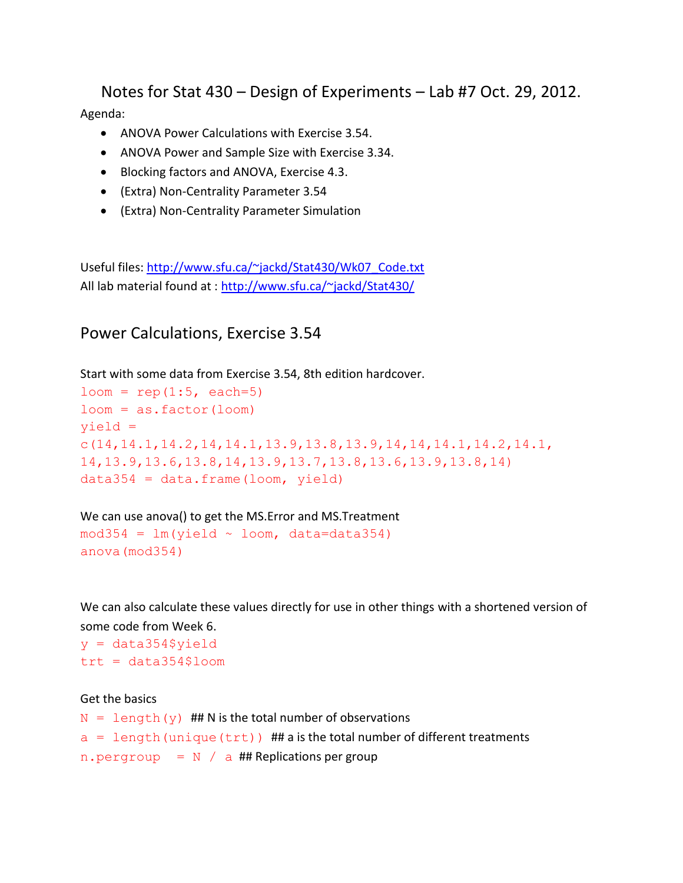# Notes for Stat 430 – Design of Experiments – Lab #7 Oct. 29, 2012.

Agenda:

- ANOVA Power Calculations with Exercise 3.54.
- ANOVA Power and Sample Size with Exercise 3.34.
- Blocking factors and ANOVA, Exercise 4.3.
- (Extra) Non-Centrality Parameter 3.54
- (Extra) Non-Centrality Parameter Simulation

Useful files: http://www.sfu.ca/~jackd/Stat430/Wk07_Code.txt
All lab material found at : http://www.sfu.ca/~jackd/Stat430/

## Power Calculations, Exercise 3.54

Start with some data from Exercise 3.54, 8th edition hardcover.

```
loom = rep(1:5, each=5)
loom = as.factor(loom)
yield =
c(14,14.1,14.2,14,14.1,13.9,13.8,13.9,14,14,14.1,14.2,14.1,
14,13.9,13.6,13.8,14,13.9,13.7,13.8,13.6,13.9,13.8,14)
data354 = data.frame(loom, yield)
```

We can use anova() to get the MS.Error and MS.Treatment

```
mod354 = lm(yield ~ loom, data=data354)
anova(mod354)
```

We can also calculate these values directly for use in other things with a shortened version of some code from Week 6.

```
y = data354$yield
trt = data354$loom
```

Get the basics

```
N = length(y)  ## N is the total number of observations
a = length(unique(trt))  ## a is the total number of different treatments
n.pergroup   = N / a  ## Replications per group
```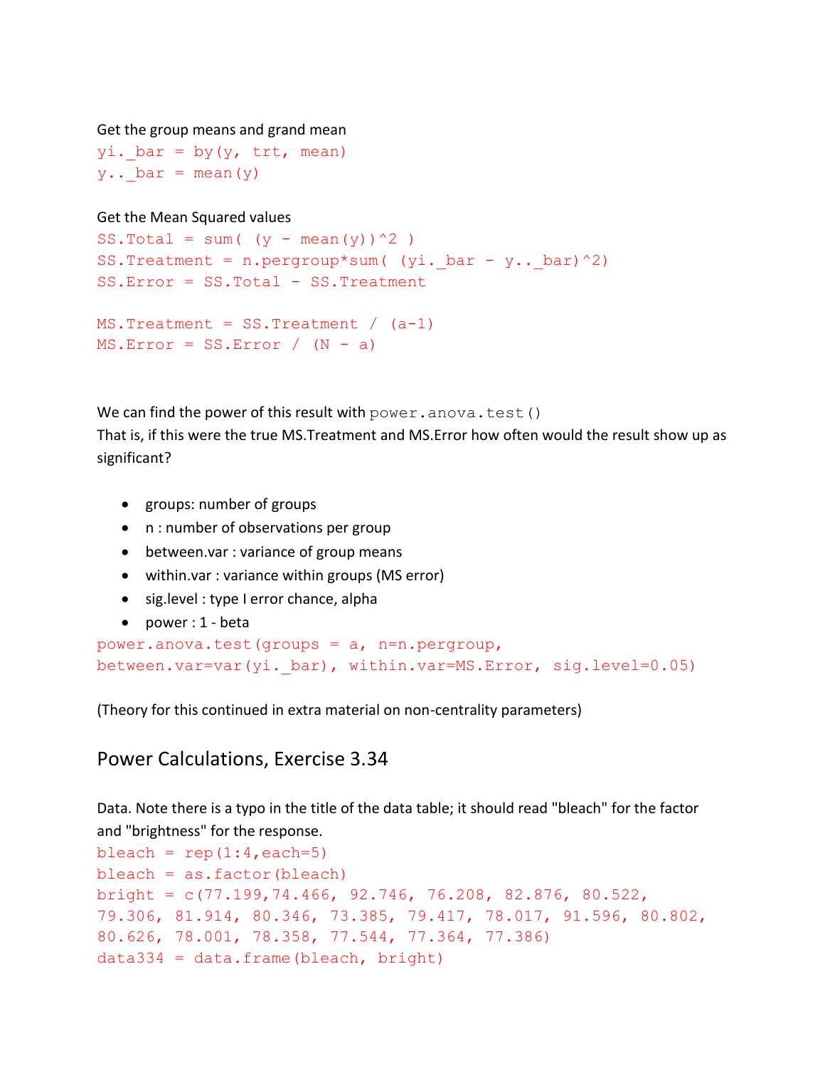Get the group means and grand mean

```
yi._bar = by(y, trt, mean)
y.._bar = mean(y)
```

Get the Mean Squared values

```
SS.Total = sum( (y - mean(y))^2 )
SS.Treatment = n.pergroup*sum( (yi._bar - y.._bar)^2)
SS.Error = SS.Total - SS.Treatment

MS.Treatment = SS.Treatment / (a-1)
MS.Error = SS.Error / (N - a)
```

We can find the power of this result with `power.anova.test()`
That is, if this were the true MS.Treatment and MS.Error how often would the result show up as significant?

- groups: number of groups
- n : number of observations per group
- between.var : variance of group means
- within.var : variance within groups (MS error)
- sig.level : type I error chance, alpha
- power : 1 - beta

```
power.anova.test(groups = a, n=n.pergroup,
between.var=var(yi._bar), within.var=MS.Error, sig.level=0.05)
```

(Theory for this continued in extra material on non-centrality parameters)

## Power Calculations, Exercise 3.34

Data. Note there is a typo in the title of the data table; it should read "bleach" for the factor and "brightness" for the response.

```
bleach = rep(1:4,each=5)
bleach = as.factor(bleach)
bright = c(77.199,74.466, 92.746, 76.208, 82.876, 80.522,
79.306, 81.914, 80.346, 73.385, 79.417, 78.017, 91.596, 80.802,
80.626, 78.001, 78.358, 77.544, 77.364, 77.386)
data334 = data.frame(bleach, bright)
```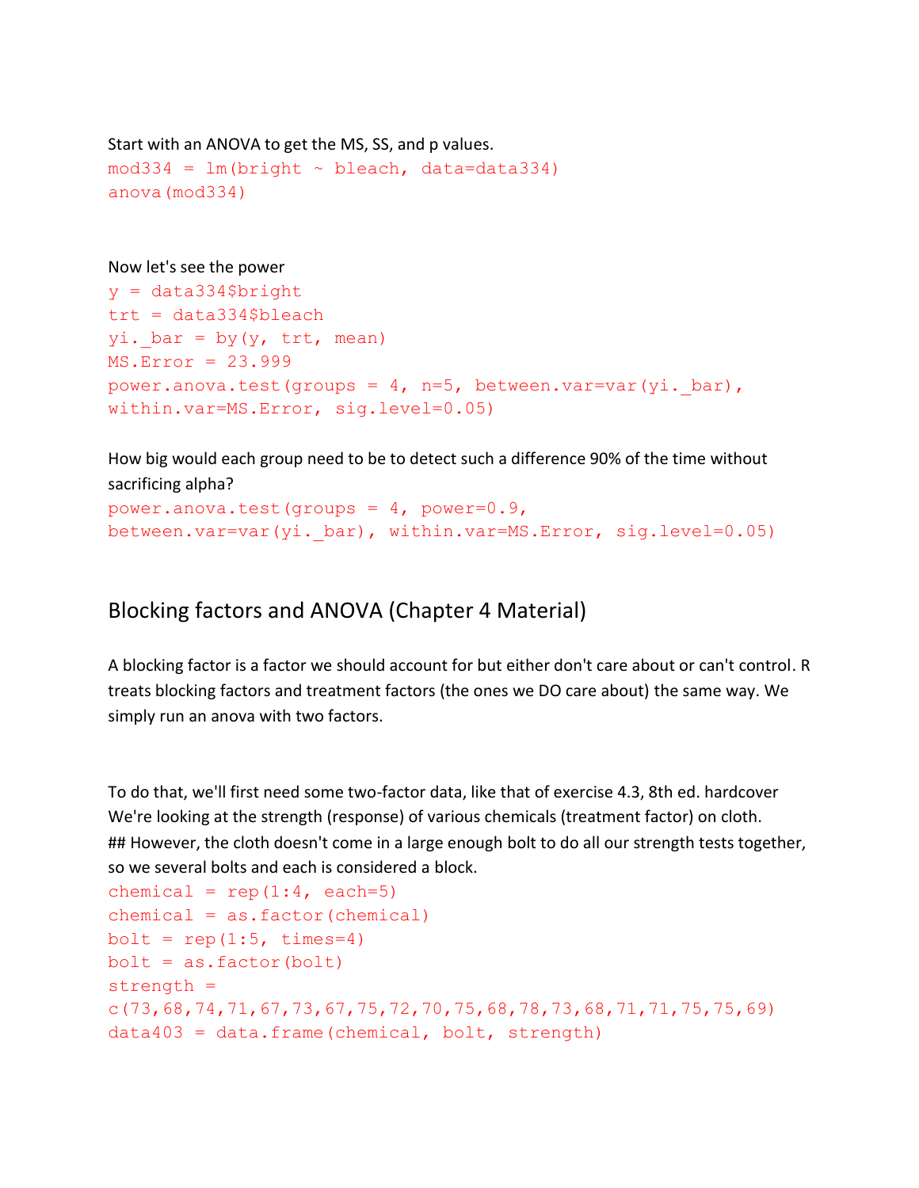Start with an ANOVA to get the MS, SS, and p values.

```
mod334 = lm(bright ~ bleach, data=data334)
anova(mod334)
```

Now let's see the power

```
y = data334$bright
trt = data334$bleach
yi._bar = by(y, trt, mean)
MS.Error = 23.999
power.anova.test(groups = 4, n=5, between.var=var(yi._bar),
within.var=MS.Error, sig.level=0.05)
```

How big would each group need to be to detect such a difference 90% of the time without sacrificing alpha?

```
power.anova.test(groups = 4, power=0.9,
between.var=var(yi._bar), within.var=MS.Error, sig.level=0.05)
```

## Blocking factors and ANOVA (Chapter 4 Material)

A blocking factor is a factor we should account for but either don't care about or can't control. R treats blocking factors and treatment factors (the ones we DO care about) the same way. We simply run an anova with two factors.

To do that, we'll first need some two-factor data, like that of exercise 4.3, 8th ed. hardcover We're looking at the strength (response) of various chemicals (treatment factor) on cloth.
## However, the cloth doesn't come in a large enough bolt to do all our strength tests together, so we several bolts and each is considered a block.

```
chemical = rep(1:4, each=5)
chemical = as.factor(chemical)
bolt = rep(1:5, times=4)
bolt = as.factor(bolt)
strength =
c(73,68,74,71,67,73,67,75,72,70,75,68,78,73,68,71,71,75,75,69)
data403 = data.frame(chemical, bolt, strength)
```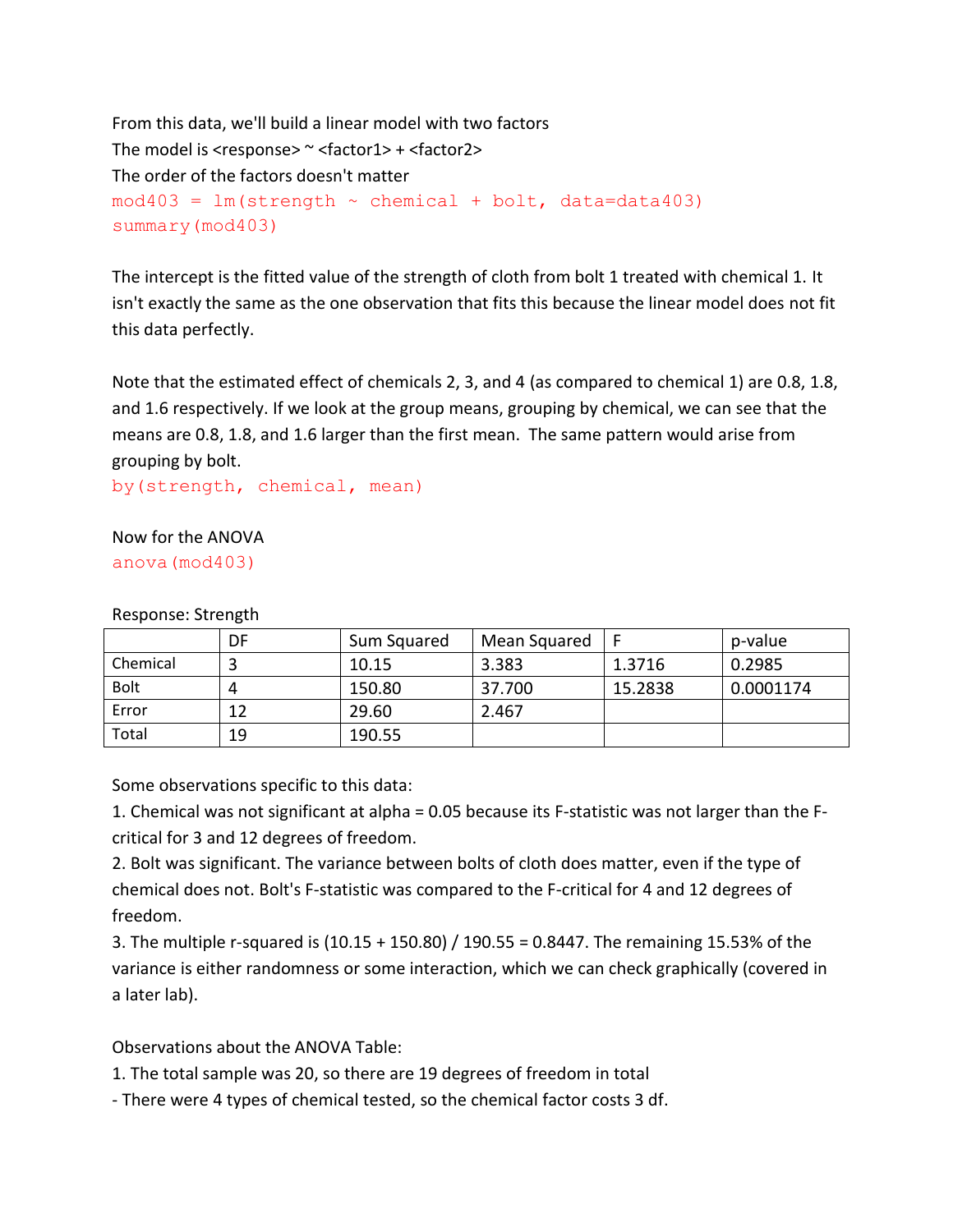From this data, we'll build a linear model with two factors
The model is <response> ~ <factor1> + <factor2>
The order of the factors doesn't matter

```
mod403 = lm(strength ~ chemical + bolt, data=data403)
summary(mod403)
```

The intercept is the fitted value of the strength of cloth from bolt 1 treated with chemical 1. It isn't exactly the same as the one observation that fits this because the linear model does not fit this data perfectly.

Note that the estimated effect of chemicals 2, 3, and 4 (as compared to chemical 1) are 0.8, 1.8, and 1.6 respectively. If we look at the group means, grouping by chemical, we can see that the means are 0.8, 1.8, and 1.6 larger than the first mean. The same pattern would arise from grouping by bolt.

```
by(strength, chemical, mean)
```

Now for the ANOVA

```
anova(mod403)
```

Response: Strength

| | DF | Sum Squared | Mean Squared | F | p-value |
|---|---|---|---|---|---|
| Chemical | 3 | 10.15 | 3.383 | 1.3716 | 0.2985 |
| Bolt | 4 | 150.80 | 37.700 | 15.2838 | 0.0001174 |
| Error | 12 | 29.60 | 2.467 | | |
| Total | 19 | 190.55 | | | |

Some observations specific to this data:

1. Chemical was not significant at alpha = 0.05 because its F-statistic was not larger than the F-critical for 3 and 12 degrees of freedom.
2. Bolt was significant. The variance between bolts of cloth does matter, even if the type of chemical does not. Bolt's F-statistic was compared to the F-critical for 4 and 12 degrees of freedom.
3. The multiple r-squared is (10.15 + 150.80) / 190.55 = 0.8447. The remaining 15.53% of the variance is either randomness or some interaction, which we can check graphically (covered in a later lab).

Observations about the ANOVA Table:

1. The total sample was 20, so there are 19 degrees of freedom in total
- There were 4 types of chemical tested, so the chemical factor costs 3 df.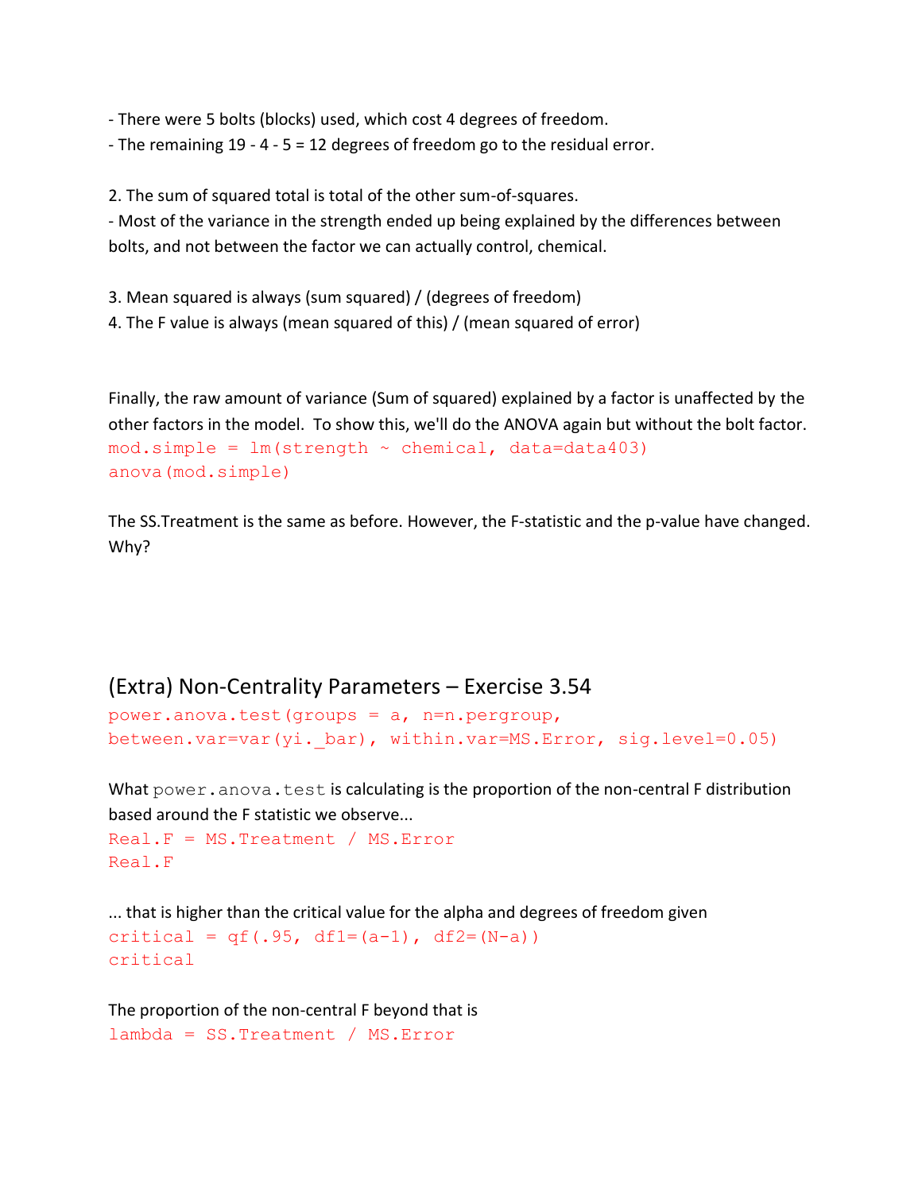- There were 5 bolts (blocks) used, which cost 4 degrees of freedom.
- The remaining 19 - 4 - 5 = 12 degrees of freedom go to the residual error.

2. The sum of squared total is total of the other sum-of-squares.
- Most of the variance in the strength ended up being explained by the differences between bolts, and not between the factor we can actually control, chemical.

3. Mean squared is always (sum squared) / (degrees of freedom)
4. The F value is always (mean squared of this) / (mean squared of error)

Finally, the raw amount of variance (Sum of squared) explained by a factor is unaffected by the other factors in the model. To show this, we'll do the ANOVA again but without the bolt factor.

```
mod.simple = lm(strength ~ chemical, data=data403)
anova(mod.simple)
```

The SS.Treatment is the same as before. However, the F-statistic and the p-value have changed. Why?

## (Extra) Non-Centrality Parameters – Exercise 3.54

```
power.anova.test(groups = a, n=n.pergroup,
between.var=var(yi._bar), within.var=MS.Error, sig.level=0.05)
```

What `power.anova.test` is calculating is the proportion of the non-central F distribution based around the F statistic we observe...

```
Real.F = MS.Treatment / MS.Error
Real.F
```

... that is higher than the critical value for the alpha and degrees of freedom given

```
critical = qf(.95, df1=(a-1), df2=(N-a))
critical
```

The proportion of the non-central F beyond that is

```
lambda = SS.Treatment / MS.Error
```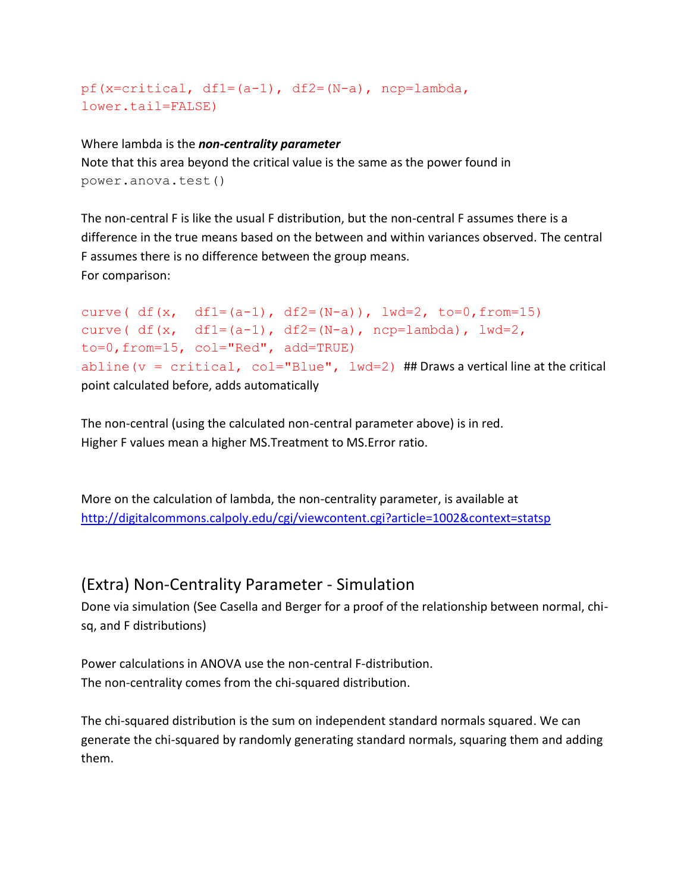```
pf(x=critical, df1=(a-1), df2=(N-a), ncp=lambda,
lower.tail=FALSE)
```

Where lambda is the ***non-centrality parameter***
Note that this area beyond the critical value is the same as the power found in `power.anova.test()`

The non-central F is like the usual F distribution, but the non-central F assumes there is a difference in the true means based on the between and within variances observed. The central F assumes there is no difference between the group means.
For comparison:

```
curve( df(x,  df1=(a-1), df2=(N-a)), lwd=2, to=0,from=15)
curve( df(x,  df1=(a-1), df2=(N-a), ncp=lambda), lwd=2,
to=0,from=15, col="Red", add=TRUE)
abline(v = critical, col="Blue", lwd=2)  ## Draws a vertical line at the critical point calculated before, adds automatically
```

The non-central (using the calculated non-central parameter above) is in red.
Higher F values mean a higher MS.Treatment to MS.Error ratio.

More on the calculation of lambda, the non-centrality parameter, is available at
http://digitalcommons.calpoly.edu/cgi/viewcontent.cgi?article=1002&context=statsp

## (Extra) Non-Centrality Parameter - Simulation

Done via simulation (See Casella and Berger for a proof of the relationship between normal, chi-sq, and F distributions)

Power calculations in ANOVA use the non-central F-distribution.
The non-centrality comes from the chi-squared distribution.

The chi-squared distribution is the sum on independent standard normals squared. We can generate the chi-squared by randomly generating standard normals, squaring them and adding them.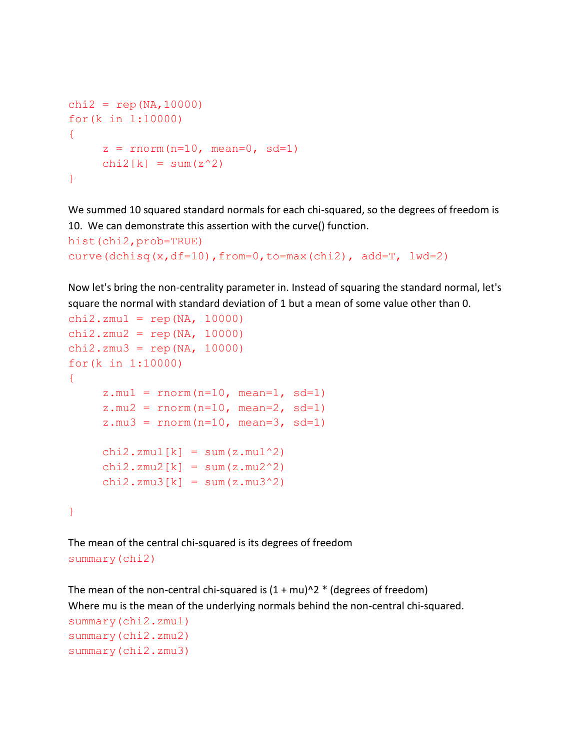```
chi2 = rep(NA,10000)
for(k in 1:10000)
{
     z = rnorm(n=10, mean=0, sd=1)
     chi2[k] = sum(z^2)
}
```

We summed 10 squared standard normals for each chi-squared, so the degrees of freedom is 10. We can demonstrate this assertion with the curve() function.

```
hist(chi2,prob=TRUE)
curve(dchisq(x,df=10),from=0,to=max(chi2), add=T, lwd=2)
```

Now let's bring the non-centrality parameter in. Instead of squaring the standard normal, let's square the normal with standard deviation of 1 but a mean of some value other than 0.

```
chi2.zmu1 = rep(NA, 10000)
chi2.zmu2 = rep(NA, 10000)
chi2.zmu3 = rep(NA, 10000)
for(k in 1:10000)
{
     z.mu1 = rnorm(n=10, mean=1, sd=1)
     z.mu2 = rnorm(n=10, mean=2, sd=1)
     z.mu3 = rnorm(n=10, mean=3, sd=1)

     chi2.zmu1[k] = sum(z.mu1^2)
     chi2.zmu2[k] = sum(z.mu2^2)
     chi2.zmu3[k] = sum(z.mu3^2)

}
```

The mean of the central chi-squared is its degrees of freedom

```
summary(chi2)
```

The mean of the non-central chi-squared is (1 + mu)^2 * (degrees of freedom)
Where mu is the mean of the underlying normals behind the non-central chi-squared.

```
summary(chi2.zmu1)
summary(chi2.zmu2)
summary(chi2.zmu3)
```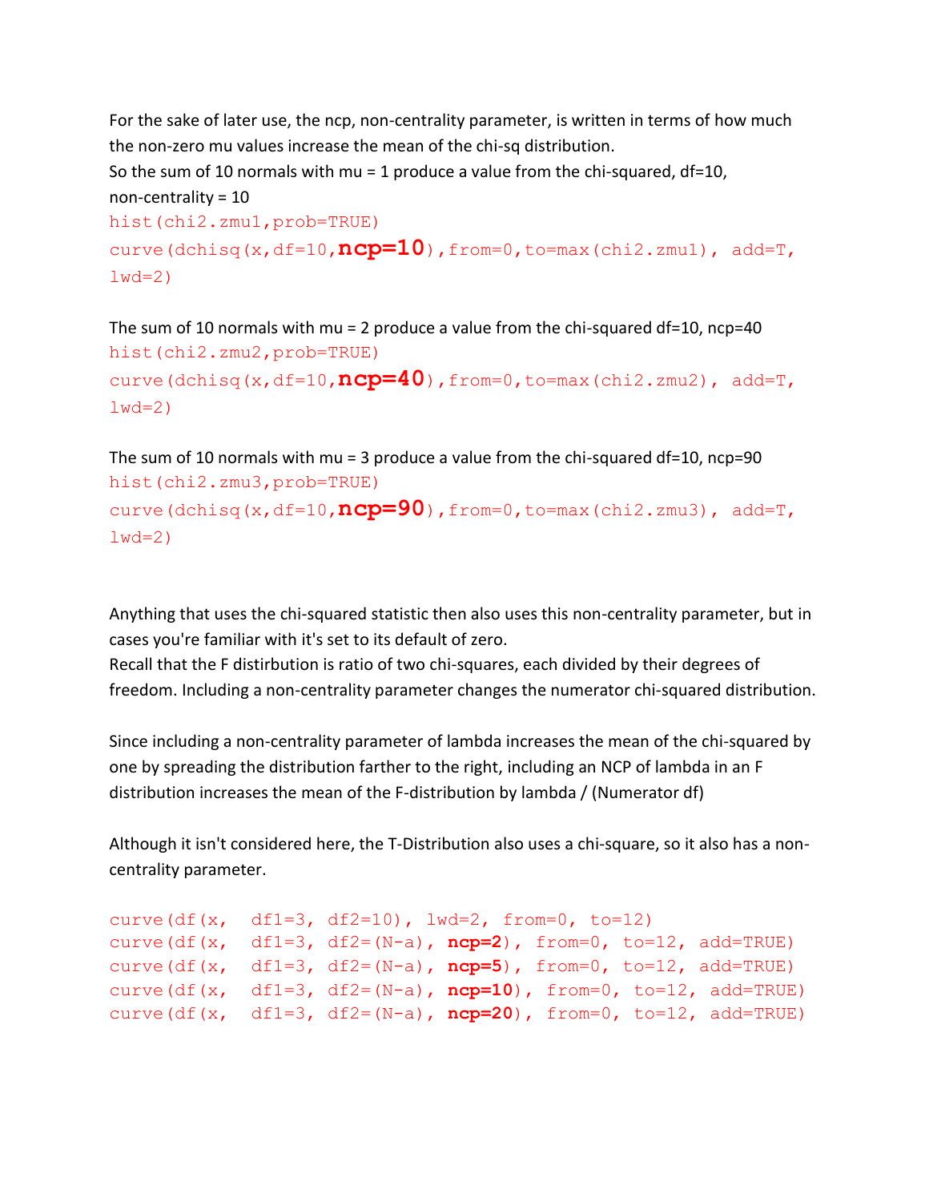For the sake of later use, the ncp, non-centrality parameter, is written in terms of how much the non-zero mu values increase the mean of the chi-sq distribution.
So the sum of 10 normals with mu = 1 produce a value from the chi-squared, df=10, non-centrality = 10

```
hist(chi2.zmu1,prob=TRUE)
curve(dchisq(x,df=10,ncp=10),from=0,to=max(chi2.zmu1), add=T,
lwd=2)
```

The sum of 10 normals with mu = 2 produce a value from the chi-squared df=10, ncp=40

```
hist(chi2.zmu2,prob=TRUE)
curve(dchisq(x,df=10,ncp=40),from=0,to=max(chi2.zmu2), add=T,
lwd=2)
```

The sum of 10 normals with mu = 3 produce a value from the chi-squared df=10, ncp=90

```
hist(chi2.zmu3,prob=TRUE)
curve(dchisq(x,df=10,ncp=90),from=0,to=max(chi2.zmu3), add=T,
lwd=2)
```

Anything that uses the chi-squared statistic then also uses this non-centrality parameter, but in cases you're familiar with it's set to its default of zero.
Recall that the F distirbution is ratio of two chi-squares, each divided by their degrees of freedom. Including a non-centrality parameter changes the numerator chi-squared distribution.

Since including a non-centrality parameter of lambda increases the mean of the chi-squared by one by spreading the distribution farther to the right, including an NCP of lambda in an F distribution increases the mean of the F-distribution by lambda / (Numerator df)

Although it isn't considered here, the T-Distribution also uses a chi-square, so it also has a non-centrality parameter.

```
curve(df(x,  df1=3, df2=10), lwd=2, from=0, to=12)
curve(df(x,  df1=3, df2=(N-a), ncp=2), from=0, to=12, add=TRUE)
curve(df(x,  df1=3, df2=(N-a), ncp=5), from=0, to=12, add=TRUE)
curve(df(x,  df1=3, df2=(N-a), ncp=10), from=0, to=12, add=TRUE)
curve(df(x,  df1=3, df2=(N-a), ncp=20), from=0, to=12, add=TRUE)
```